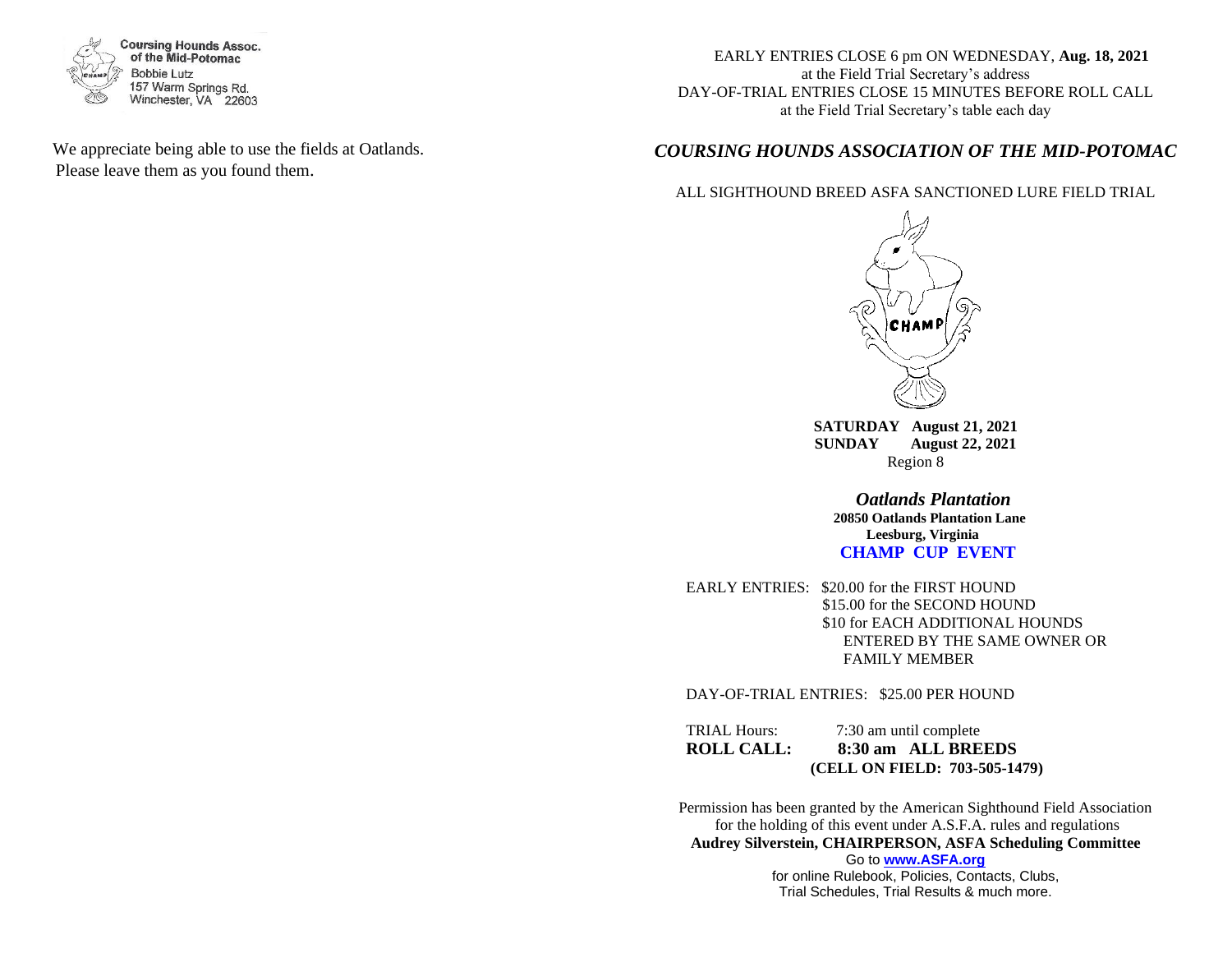Coursing Hounds Assoc. of the Mid-Potomac
Bobbie Lutz
157 Warm Springs Rd.
Winchester, VA 22603

We appreciate being able to use the fields at Oatlands.
Please leave them as you found them.

EARLY ENTRIES CLOSE 6 pm ON WEDNESDAY, **Aug. 18, 2021**
at the Field Trial Secretary's address
DAY-OF-TRIAL ENTRIES CLOSE 15 MINUTES BEFORE ROLL CALL
at the Field Trial Secretary's table each day

# *COURSING HOUNDS ASSOCIATION OF THE MID-POTOMAC*

ALL SIGHTHOUND BREED ASFA SANCTIONED LURE FIELD TRIAL

CHAMP

**SATURDAY August 21, 2021**
**SUNDAY August 22, 2021**
Region 8

***Oatlands Plantation***
**20850 Oatlands Plantation Lane**
**Leesburg, Virginia**
**CHAMP CUP EVENT**

EARLY ENTRIES: $20.00 for the FIRST HOUND
$15.00 for the SECOND HOUND
$10 for EACH ADDITIONAL HOUNDS ENTERED BY THE SAME OWNER OR FAMILY MEMBER

DAY-OF-TRIAL ENTRIES: $25.00 PER HOUND

TRIAL Hours: 7:30 am until complete
**ROLL CALL: 8:30 am ALL BREEDS**
**(CELL ON FIELD: 703-505-1479)**

Permission has been granted by the American Sighthound Field Association for the holding of this event under A.S.F.A. rules and regulations
**Audrey Silverstein, CHAIRPERSON, ASFA Scheduling Committee**
Go to **www.ASFA.org**
for online Rulebook, Policies, Contacts, Clubs, Trial Schedules, Trial Results & much more.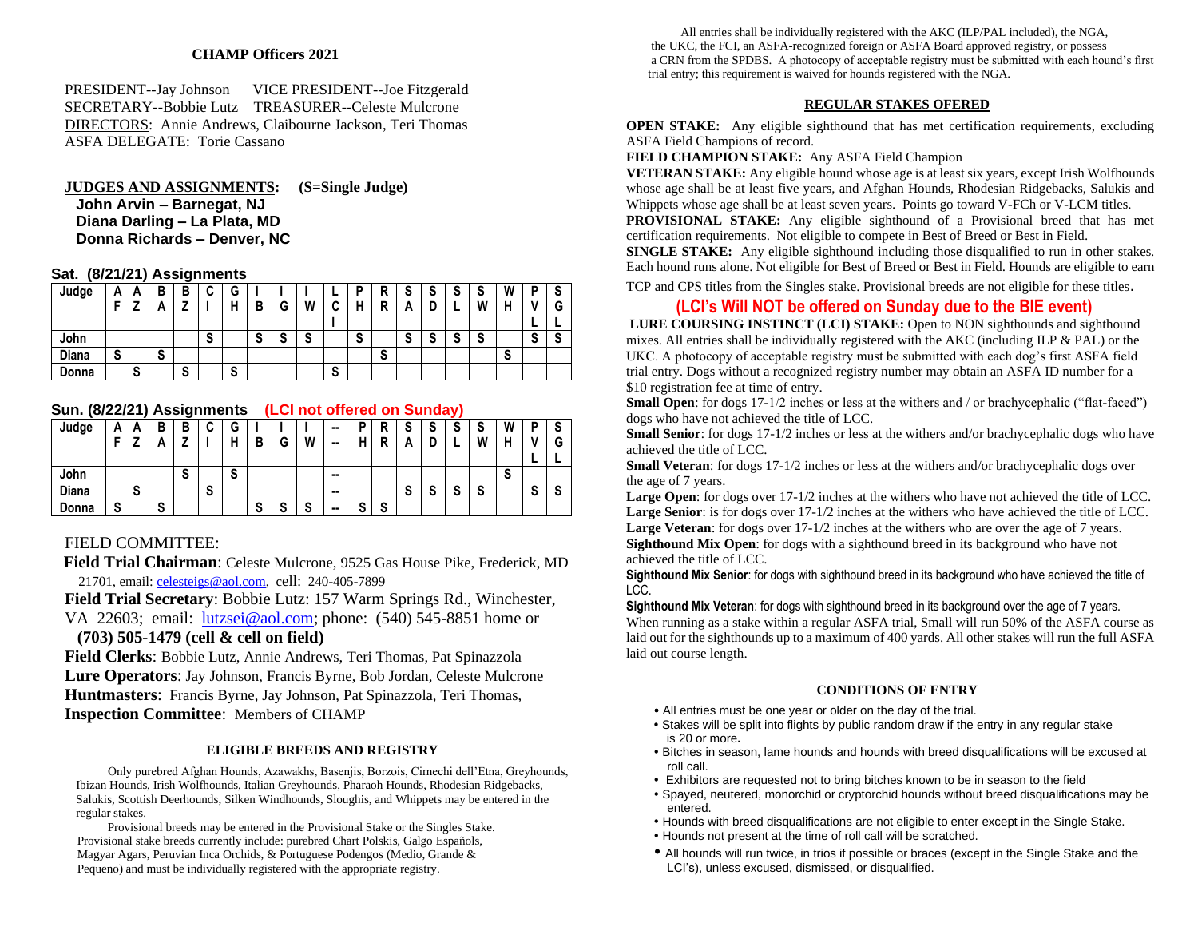**CHAMP Officers 2021**

PRESIDENT--Jay Johnson    VICE PRESIDENT--Joe Fitzgerald
SECRETARY--Bobbie Lutz    TREASURER--Celeste Mulcrone
DIRECTORS: Annie Andrews, Claibourne Jackson, Teri Thomas
ASFA DELEGATE: Torie Cassano

**JUDGES AND ASSIGNMENTS:**    **(S=Single Judge)**

**John Arvin – Barnegat, NJ**
**Diana Darling – La Plata, MD**
**Donna Richards – Denver, NC**

**Sat. (8/21/21) Assignments**

| Judge | AF | AZ | BA | BZ | CI | GH | IB | IG | IW | LCI | PH | RR | SA | SD | SL | SW | WH | PVL | SG |
|---|---|---|---|---|---|---|---|---|---|---|---|---|---|---|---|---|---|---|---|
| John | | | | | S | | S | S | S | | S | | S | S | S | S | | S | S |
| Diana | S | | S | | | | | | | | | S | | | | | S | | |
| Donna | | S | | S | | S | | | | S | | | | | | | | | |

**Sun. (8/22/21) Assignments** **(LCI not offered on Sunday)**

| Judge | AF | AZ | BA | BZ | CI | GH | IB | IG | IW | -- | PH | RR | SA | SD | SL | SW | WH | PVL | SG |
|---|---|---|---|---|---|---|---|---|---|---|---|---|---|---|---|---|---|---|---|
| John | | | | S | | S | | | | -- | | | | | | | S | | |
| Diana | | S | | | S | | | | | -- | | | S | S | S | S | | S | S |
| Donna | S | | S | | | | S | S | S | -- | S | S | | | | | | | |

FIELD COMMITTEE:

**Field Trial Chairman**: Celeste Mulcrone, 9525 Gas House Pike, Frederick, MD 21701, email: celesteigs@aol.com, cell: 240-405-7899

**Field Trial Secretary**: Bobbie Lutz: 157 Warm Springs Rd., Winchester, VA 22603; email: lutzsei@aol.com; phone: (540) 545-8851 home or **(703) 505-1479 (cell & cell on field)**

**Field Clerks**: Bobbie Lutz, Annie Andrews, Teri Thomas, Pat Spinazzola

**Lure Operators**: Jay Johnson, Francis Byrne, Bob Jordan, Celeste Mulcrone

**Huntmasters**: Francis Byrne, Jay Johnson, Pat Spinazzola, Teri Thomas,

**Inspection Committee**: Members of CHAMP

**ELIGIBLE BREEDS AND REGISTRY**

Only purebred Afghan Hounds, Azawakhs, Basenjis, Borzois, Cirnechi dell'Etna, Greyhounds, Ibizan Hounds, Irish Wolfhounds, Italian Greyhounds, Pharaoh Hounds, Rhodesian Ridgebacks, Salukis, Scottish Deerhounds, Silken Windhounds, Sloughis, and Whippets may be entered in the regular stakes.

Provisional breeds may be entered in the Provisional Stake or the Singles Stake. Provisional stake breeds currently include: purebred Chart Polskis, Galgo Españols, Magyar Agars, Peruvian Inca Orchids, & Portuguese Podengos (Medio, Grande & Pequeno) and must be individually registered with the appropriate registry.

All entries shall be individually registered with the AKC (ILP/PAL included), the NGA, the UKC, the FCI, an ASFA-recognized foreign or ASFA Board approved registry, or possess a CRN from the SPDBS. A photocopy of acceptable registry must be submitted with each hound's first trial entry; this requirement is waived for hounds registered with the NGA.

**REGULAR STAKES OFERED**

**OPEN STAKE:** Any eligible sighthound that has met certification requirements, excluding ASFA Field Champions of record.

**FIELD CHAMPION STAKE:** Any ASFA Field Champion

**VETERAN STAKE:** Any eligible hound whose age is at least six years, except Irish Wolfhounds whose age shall be at least five years, and Afghan Hounds, Rhodesian Ridgebacks, Salukis and Whippets whose age shall be at least seven years. Points go toward V-FCh or V-LCM titles.

**PROVISIONAL STAKE:** Any eligible sighthound of a Provisional breed that has met certification requirements. Not eligible to compete in Best of Breed or Best in Field.

**SINGLE STAKE:** Any eligible sighthound including those disqualified to run in other stakes. Each hound runs alone. Not eligible for Best of Breed or Best in Field. Hounds are eligible to earn TCP and CPS titles from the Singles stake. Provisional breeds are not eligible for these titles.

## (LCI's Will NOT be offered on Sunday due to the BIE event)

**LURE COURSING INSTINCT (LCI) STAKE:** Open to NON sighthounds and sighthound mixes. All entries shall be individually registered with the AKC (including ILP & PAL) or the UKC. A photocopy of acceptable registry must be submitted with each dog's first ASFA field trial entry. Dogs without a recognized registry number may obtain an ASFA ID number for a $10 registration fee at time of entry.

**Small Open**: for dogs 17-1/2 inches or less at the withers and / or brachycephalic ("flat-faced") dogs who have not achieved the title of LCC.

**Small Senior**: for dogs 17-1/2 inches or less at the withers and/or brachycephalic dogs who have achieved the title of LCC.

**Small Veteran**: for dogs 17-1/2 inches or less at the withers and/or brachycephalic dogs over the age of 7 years.

**Large Open**: for dogs over 17-1/2 inches at the withers who have not achieved the title of LCC.

**Large Senior**: is for dogs over 17-1/2 inches at the withers who have achieved the title of LCC.

**Large Veteran**: for dogs over 17-1/2 inches at the withers who are over the age of 7 years.

**Sighthound Mix Open**: for dogs with a sighthound breed in its background who have not achieved the title of LCC.

**Sighthound Mix Senior**: for dogs with sighthound breed in its background who have achieved the title of LCC.

**Sighthound Mix Veteran**: for dogs with sighthound breed in its background over the age of 7 years.

When running as a stake within a regular ASFA trial, Small will run 50% of the ASFA course as laid out for the sighthounds up to a maximum of 400 yards. All other stakes will run the full ASFA laid out course length.

**CONDITIONS OF ENTRY**

- All entries must be one year or older on the day of the trial.
- Stakes will be split into flights by public random draw if the entry in any regular stake is 20 or more**.**
- Bitches in season, lame hounds and hounds with breed disqualifications will be excused at roll call.
- Exhibitors are requested not to bring bitches known to be in season to the field
- Spayed, neutered, monorchid or cryptorchid hounds without breed disqualifications may be entered.
- Hounds with breed disqualifications are not eligible to enter except in the Single Stake.
- Hounds not present at the time of roll call will be scratched.
- All hounds will run twice, in trios if possible or braces (except in the Single Stake and the LCI's), unless excused, dismissed, or disqualified.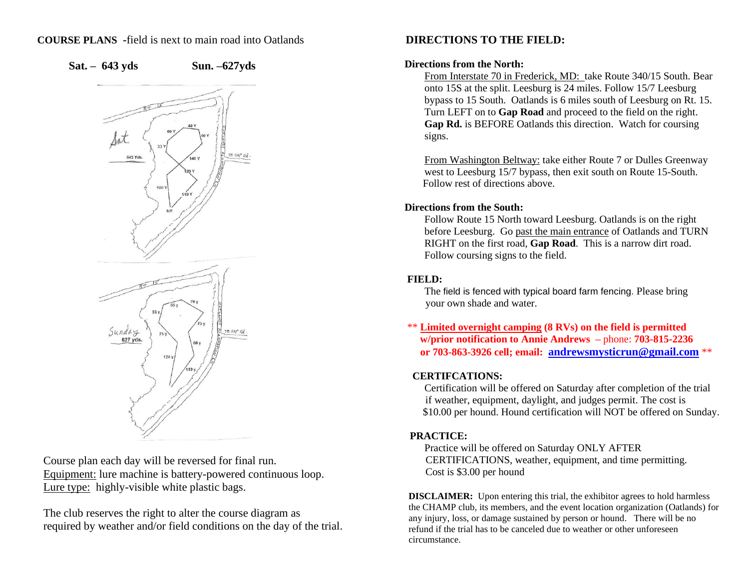**COURSE PLANS** -field is next to main road into Oatlands

**Sat. – 643 yds** **Sun. –627yds**

Course plan each day will be reversed for final run.
Equipment: lure machine is battery-powered continuous loop.
Lure type: highly-visible white plastic bags.

The club reserves the right to alter the course diagram as required by weather and/or field conditions on the day of the trial.

## DIRECTIONS TO THE FIELD:

**Directions from the North:**

From Interstate 70 in Frederick, MD: take Route 340/15 South. Bear onto 15S at the split. Leesburg is 24 miles. Follow 15/7 Leesburg bypass to 15 South. Oatlands is 6 miles south of Leesburg on Rt. 15. Turn LEFT on to **Gap Road** and proceed to the field on the right. **Gap Rd.** is BEFORE Oatlands this direction. Watch for coursing signs.

From Washington Beltway: take either Route 7 or Dulles Greenway west to Leesburg 15/7 bypass, then exit south on Route 15-South. Follow rest of directions above.

**Directions from the South:**

Follow Route 15 North toward Leesburg. Oatlands is on the right before Leesburg. Go past the main entrance of Oatlands and TURN RIGHT on the first road, **Gap Road**. This is a narrow dirt road. Follow coursing signs to the field.

**FIELD:**

The field is fenced with typical board farm fencing. Please bring your own shade and water.

** **Limited overnight camping (8 RVs) on the field is permitted w/prior notification to Annie Andrews** – phone: **703-815-2236 or 703-863-3926 cell; email: andrewsmysticrun@gmail.com** **

**CERTIFCATIONS:**

Certification will be offered on Saturday after completion of the trial if weather, equipment, daylight, and judges permit. The cost is $10.00 per hound. Hound certification will NOT be offered on Sunday.

**PRACTICE:**

Practice will be offered on Saturday ONLY AFTER CERTIFICATIONS, weather, equipment, and time permitting. Cost is $3.00 per hound

**DISCLAIMER:** Upon entering this trial, the exhibitor agrees to hold harmless the CHAMP club, its members, and the event location organization (Oatlands) for any injury, loss, or damage sustained by person or hound. There will be no refund if the trial has to be canceled due to weather or other unforeseen circumstance.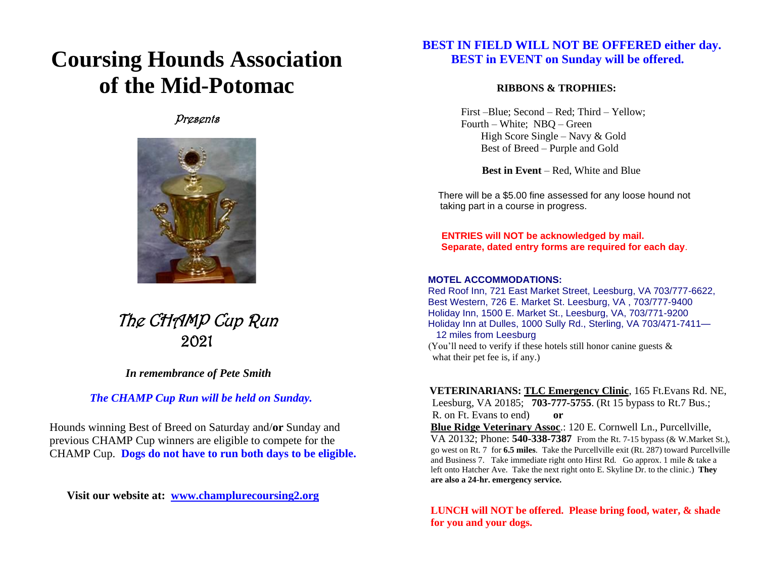# Coursing Hounds Association of the Mid-Potomac

*Presents*

## The CHAMP Cup Run 2021

***In remembrance of Pete Smith***

***The CHAMP Cup Run will be held on Sunday.***

Hounds winning Best of Breed on Saturday and/**or** Sunday and previous CHAMP Cup winners are eligible to compete for the CHAMP Cup. **Dogs do not have to run both days to be eligible.**

**Visit our website at: www.champlurecoursing2.org**

**BEST IN FIELD WILL NOT BE OFFERED either day.**
**BEST in EVENT on Sunday will be offered.**

**RIBBONS & TROPHIES:**

First –Blue; Second – Red; Third – Yellow;
Fourth – White; NBQ – Green
High Score Single – Navy & Gold
Best of Breed – Purple and Gold

**Best in Event** – Red, White and Blue

There will be a $5.00 fine assessed for any loose hound not taking part in a course in progress.

**ENTRIES will NOT be acknowledged by mail.**
**Separate, dated entry forms are required for each day.**

**MOTEL ACCOMMODATIONS:**

Red Roof Inn, 721 East Market Street, Leesburg, VA 703/777-6622,
Best Western, 726 E. Market St. Leesburg, VA , 703/777-9400
Holiday Inn, 1500 E. Market St., Leesburg, VA, 703/771-9200
Holiday Inn at Dulles, 1000 Sully Rd., Sterling, VA 703/471-7411— 12 miles from Leesburg
(You'll need to verify if these hotels still honor canine guests & what their pet fee is, if any.)

**VETERINARIANS: TLC Emergency Clinic**, 165 Ft.Evans Rd. NE, Leesburg, VA 20185; **703-777-5755**. (Rt 15 bypass to Rt.7 Bus.; R. on Ft. Evans to end) **or**

**Blue Ridge Veterinary Assoc**.: 120 E. Cornwell Ln., Purcellville, VA 20132; Phone: **540-338-7387** From the Rt. 7-15 bypass (& W.Market St.), go west on Rt. 7 for **6.5 miles**. Take the Purcellville exit (Rt. 287) toward Purcellville and Business 7. Take immediate right onto Hirst Rd. Go approx. 1 mile & take a left onto Hatcher Ave. Take the next right onto E. Skyline Dr. to the clinic.) **They are also a 24-hr. emergency service.**

**LUNCH will NOT be offered. Please bring food, water, & shade for you and your dogs.**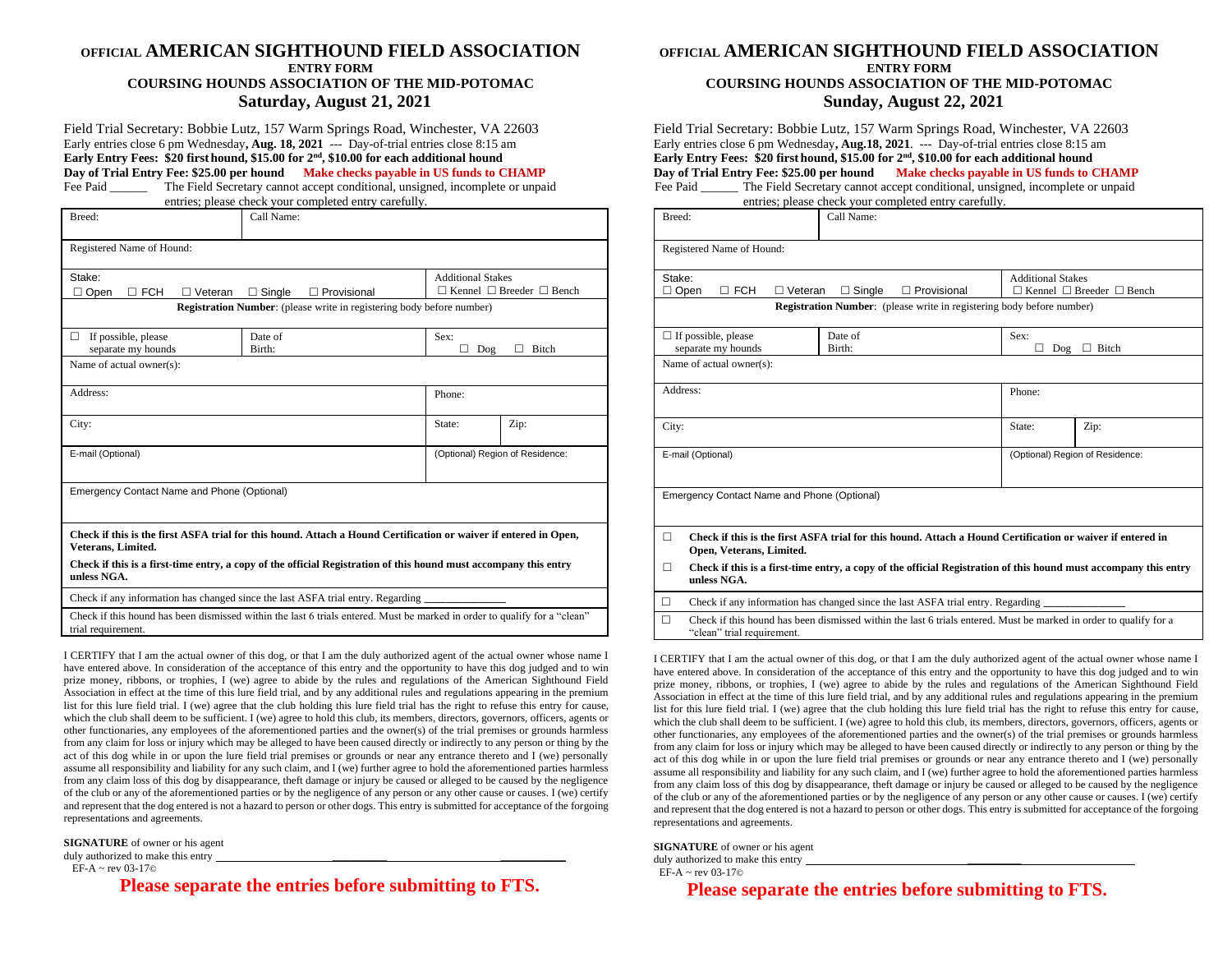# OFFICIAL AMERICAN SIGHTHOUND FIELD ASSOCIATION

**ENTRY FORM**

**COURSING HOUNDS ASSOCIATION OF THE MID-POTOMAC**

## Saturday, August 21, 2021

Field Trial Secretary: Bobbie Lutz, 157 Warm Springs Road, Winchester, VA 22603

Early entries close 6 pm Wednesday**, Aug. 18, 2021** --- Day-of-trial entries close 8:15 am

**Early Entry Fees: $20 first hound, $15.00 for 2nd, $10.00 for each additional hound**

**Day of Trial Entry Fee: $25.00 per hound** **Make checks payable in US funds to CHAMP**

Fee Paid ______ The Field Secretary cannot accept conditional, unsigned, incomplete or unpaid entries; please check your completed entry carefully.

| Breed: | Call Name: | | |
|---|---|---|---|
| Registered Name of Hound: | | | |
| Stake: ☐ Open ☐ FCH ☐ Veteran ☐ Single ☐ Provisional | | Additional Stakes ☐ Kennel ☐ Breeder ☐ Bench | |
| **Registration Number**: (please write in registering body before number) | | | |
| ☐ If possible, please separate my hounds | Date of Birth: | Sex: ☐ Dog ☐ Bitch | |
| Name of actual owner(s): | | | |
| Address: | | Phone: | |
| City: | | State: | Zip: |
| E-mail (Optional) | | (Optional) Region of Residence: | |
| Emergency Contact Name and Phone (Optional) | | | |
| **Check if this is the first ASFA trial for this hound. Attach a Hound Certification or waiver if entered in Open, Veterans, Limited.** **Check if this is a first-time entry, a copy of the official Registration of this hound must accompany this entry unless NGA.** | | | |
| Check if any information has changed since the last ASFA trial entry. Regarding ______________ | | | |
| Check if this hound has been dismissed within the last 6 trials entered. Must be marked in order to qualify for a "clean" trial requirement. | | | |

I CERTIFY that I am the actual owner of this dog, or that I am the duly authorized agent of the actual owner whose name I have entered above. In consideration of the acceptance of this entry and the opportunity to have this dog judged and to win prize money, ribbons, or trophies, I (we) agree to abide by the rules and regulations of the American Sighthound Field Association in effect at the time of this lure field trial, and by any additional rules and regulations appearing in the premium list for this lure field trial. I (we) agree that the club holding this lure field trial has the right to refuse this entry for cause, which the club shall deem to be sufficient. I (we) agree to hold this club, its members, directors, governors, officers, agents or other functionaries, any employees of the aforementioned parties and the owner(s) of the trial premises or grounds harmless from any claim for loss or injury which may be alleged to have been caused directly or indirectly to any person or thing by the act of this dog while in or upon the lure field trial premises or grounds or near any entrance thereto and I (we) personally assume all responsibility and liability for any such claim, and I (we) further agree to hold the aforementioned parties harmless from any claim loss of this dog by disappearance, theft damage or injury be caused or alleged to be caused by the negligence of the club or any of the aforementioned parties or by the negligence of any person or any other cause or causes. I (we) certify and represent that the dog entered is not a hazard to person or other dogs. This entry is submitted for acceptance of the forgoing representations and agreements.

**SIGNATURE** of owner or his agent
duly authorized to make this entry ______________________________________

EF-A ~ rev 03-17©

**Please separate the entries before submitting to FTS.**

# OFFICIAL AMERICAN SIGHTHOUND FIELD ASSOCIATION

**ENTRY FORM**

**COURSING HOUNDS ASSOCIATION OF THE MID-POTOMAC**

## Sunday, August 22, 2021

Field Trial Secretary: Bobbie Lutz, 157 Warm Springs Road, Winchester, VA 22603

Early entries close 6 pm Wednesday**, Aug.18, 2021**. --- Day-of-trial entries close 8:15 am

**Early Entry Fees: $20 first hound, $15.00 for 2nd, $10.00 for each additional hound**

**Day of Trial Entry Fee: $25.00 per hound** **Make checks payable in US funds to CHAMP**

Fee Paid ______ The Field Secretary cannot accept conditional, unsigned, incomplete or unpaid entries; please check your completed entry carefully.

| Breed: | Call Name: | | |
|---|---|---|---|
| Registered Name of Hound: | | | |
| Stake: ☐ Open ☐ FCH ☐ Veteran ☐ Single ☐ Provisional | | Additional Stakes ☐ Kennel ☐ Breeder ☐ Bench | |
| **Registration Number**: (please write in registering body before number) | | | |
| ☐ If possible, please separate my hounds | Date of Birth: | Sex: ☐ Dog ☐ Bitch | |
| Name of actual owner(s): | | | |
| Address: | | Phone: | |
| City: | | State: | Zip: |
| E-mail (Optional) | | (Optional) Region of Residence: | |
| Emergency Contact Name and Phone (Optional) | | | |
| ☐ **Check if this is the first ASFA trial for this hound. Attach a Hound Certification or waiver if entered in Open, Veterans, Limited.** ☐ **Check if this is a first-time entry, a copy of the official Registration of this hound must accompany this entry unless NGA.** | | | |
| ☐ Check if any information has changed since the last ASFA trial entry. Regarding ______________ | | | |
| ☐ Check if this hound has been dismissed within the last 6 trials entered. Must be marked in order to qualify for a "clean" trial requirement. | | | |

I CERTIFY that I am the actual owner of this dog, or that I am the duly authorized agent of the actual owner whose name I have entered above. In consideration of the acceptance of this entry and the opportunity to have this dog judged and to win prize money, ribbons, or trophies, I (we) agree to abide by the rules and regulations of the American Sighthound Field Association in effect at the time of this lure field trial, and by any additional rules and regulations appearing in the premium list for this lure field trial. I (we) agree that the club holding this lure field trial has the right to refuse this entry for cause, which the club shall deem to be sufficient. I (we) agree to hold this club, its members, directors, governors, officers, agents or other functionaries, any employees of the aforementioned parties and the owner(s) of the trial premises or grounds harmless from any claim for loss or injury which may be alleged to have been caused directly or indirectly to any person or thing by the act of this dog while in or upon the lure field trial premises or grounds or near any entrance thereto and I (we) personally assume all responsibility and liability for any such claim, and I (we) further agree to hold the aforementioned parties harmless from any claim loss of this dog by disappearance, theft damage or injury be caused or alleged to be caused by the negligence of the club or any of the aforementioned parties or by the negligence of any person or any other cause or causes. I (we) certify and represent that the dog entered is not a hazard to person or other dogs. This entry is submitted for acceptance of the forgoing representations and agreements.

**SIGNATURE** of owner or his agent
duly authorized to make this entry ______________________________________

EF-A ~ rev 03-17©

**Please separate the entries before submitting to FTS.**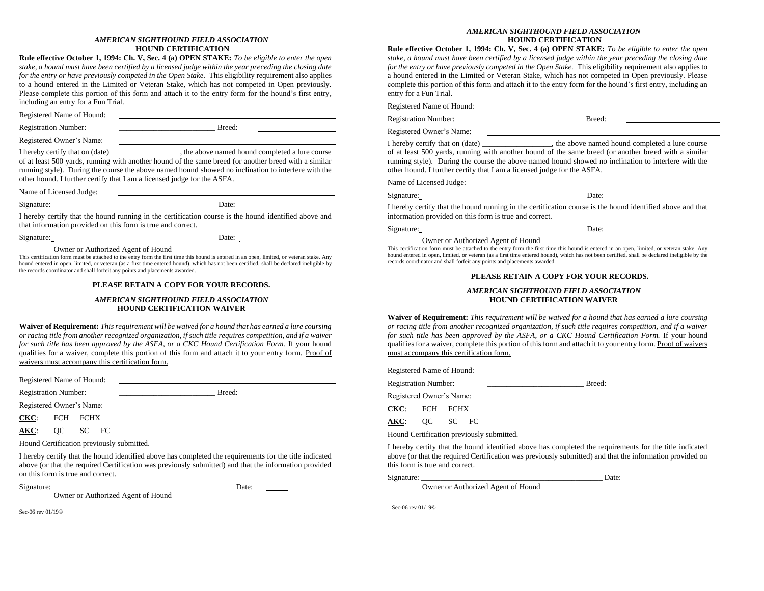### *AMERICAN SIGHTHOUND FIELD ASSOCIATION*
### HOUND CERTIFICATION

**Rule effective October 1, 1994: Ch. V, Sec. 4 (a) OPEN STAKE:** *To be eligible to enter the open stake, a hound must have been certified by a licensed judge within the year preceding the closing date for the entry or have previously competed in the Open Stake.* This eligibility requirement also applies to a hound entered in the Limited or Veteran Stake, which has not competed in Open previously. Please complete this portion of this form and attach it to the entry form for the hound's first entry, including an entry for a Fun Trial.

Registered Name of Hound: ______________________________

Registration Number: ________________________ Breed: ____________________

Registered Owner's Name: ______________________________

I hereby certify that on (date) __________________, the above named hound completed a lure course of at least 500 yards, running with another hound of the same breed (or another breed with a similar running style). During the course the above named hound showed no inclination to interfere with the other hound. I further certify that I am a licensed judge for the ASFA.

Name of Licensed Judge: ______________________________

Signature: ______________________ Date: __________

I hereby certify that the hound running in the certification course is the hound identified above and that information provided on this form is true and correct.

Signature: ______________________ Date: __________

Owner or Authorized Agent of Hound

This certification form must be attached to the entry form the first time this hound is entered in an open, limited, or veteran stake. Any hound entered in open, limited, or veteran (as a first time entered hound), which has not been certified, shall be declared ineligible by the records coordinator and shall forfeit any points and placements awarded.

**PLEASE RETAIN A COPY FOR YOUR RECORDS.**

### *AMERICAN SIGHTHOUND FIELD ASSOCIATION*
### HOUND CERTIFICATION WAIVER

**Waiver of Requirement:** *This requirement will be waived for a hound that has earned a lure coursing or racing title from another recognized organization, if such title requires competition, and if a waiver for such title has been approved by the ASFA, or a CKC Hound Certification Form.* If your hound qualifies for a waiver, complete this portion of this form and attach it to your entry form. Proof of waivers must accompany this certification form.

Registered Name of Hound: ______________________________

Registration Number: ________________________ Breed: ____________________

Registered Owner's Name: ______________________________

**CKC**: FCH FCHX

**AKC**: QC SC FC

Hound Certification previously submitted.

I hereby certify that the hound identified above has completed the requirements for the title indicated above (or that the required Certification was previously submitted) and that the information provided on this form is true and correct.

Signature: ______________________________________________ Date: _________

Owner or Authorized Agent of Hound

Sec-06 rev 01/19©

### *AMERICAN SIGHTHOUND FIELD ASSOCIATION*
### HOUND CERTIFICATION

**Rule effective October 1, 1994: Ch. V, Sec. 4 (a) OPEN STAKE:** *To be eligible to enter the open stake, a hound must have been certified by a licensed judge within the year preceding the closing date for the entry or have previously competed in the Open Stake.* This eligibility requirement also applies to a hound entered in the Limited or Veteran Stake, which has not competed in Open previously. Please complete this portion of this form and attach it to the entry form for the hound's first entry, including an entry for a Fun Trial.

Registered Name of Hound: ______________________________

Registration Number: ________________________ Breed: ____________________

Registered Owner's Name: ______________________________

I hereby certify that on (date) __________________, the above named hound completed a lure course of at least 500 yards, running with another hound of the same breed (or another breed with a similar running style). During the course the above named hound showed no inclination to interfere with the other hound. I further certify that I am a licensed judge for the ASFA.

Name of Licensed Judge: ______________________________

Signature: ______________________ Date: __________

I hereby certify that the hound running in the certification course is the hound identified above and that information provided on this form is true and correct.

Signature: ______________________ Date: __________

Owner or Authorized Agent of Hound

This certification form must be attached to the entry form the first time this hound is entered in an open, limited, or veteran stake. Any hound entered in open, limited, or veteran (as a first time entered hound), which has not been certified, shall be declared ineligible by the records coordinator and shall forfeit any points and placements awarded.

**PLEASE RETAIN A COPY FOR YOUR RECORDS.**

### *AMERICAN SIGHTHOUND FIELD ASSOCIATION*
### HOUND CERTIFICATION WAIVER

**Waiver of Requirement:** *This requirement will be waived for a hound that has earned a lure coursing or racing title from another recognized organization, if such title requires competition, and if a waiver for such title has been approved by the ASFA, or a CKC Hound Certification Form.* If your hound qualifies for a waiver, complete this portion of this form and attach it to your entry form. Proof of waivers must accompany this certification form.

Registered Name of Hound: ______________________________

Registration Number: ________________________ Breed: ____________________

Registered Owner's Name: ______________________________

**CKC**: FCH FCHX

**AKC**: QC SC FC

Hound Certification previously submitted.

I hereby certify that the hound identified above has completed the requirements for the title indicated above (or that the required Certification was previously submitted) and that the information provided on this form is true and correct.

Signature: ______________________________________________ Date: _________

Owner or Authorized Agent of Hound

Sec-06 rev 01/19©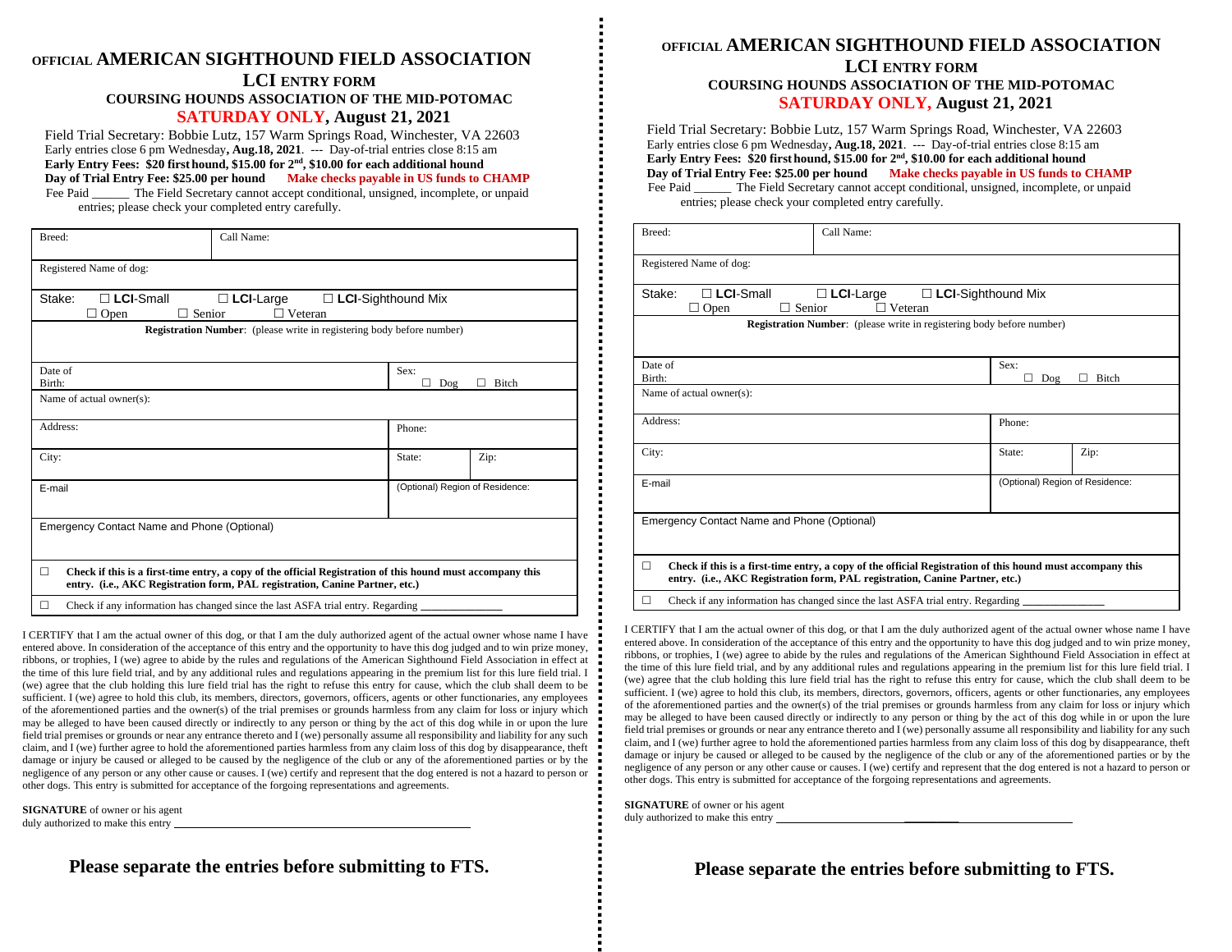# OFFICIAL AMERICAN SIGHTHOUND FIELD ASSOCIATION

## LCI ENTRY FORM

### COURSING HOUNDS ASSOCIATION OF THE MID-POTOMAC

### SATURDAY ONLY, August 21, 2021

Field Trial Secretary: Bobbie Lutz, 157 Warm Springs Road, Winchester, VA 22603

Early entries close 6 pm Wednesday, **Aug.18, 2021**. --- Day-of-trial entries close 8:15 am

**Early Entry Fees: $20 first hound, $15.00 for 2nd, $10.00 for each additional hound**

**Day of Trial Entry Fee: $25.00 per hound** **Make checks payable in US funds to CHAMP**

Fee Paid ______ The Field Secretary cannot accept conditional, unsigned, incomplete, or unpaid entries; please check your completed entry carefully.

| Breed: | Call Name: | |
|---|---|---|
| Registered Name of dog: | | |
| Stake: ☐ **LCI**-Small ☐ **LCI**-Large ☐ **LCI**-Sighthound Mix ☐ Open ☐ Senior ☐ Veteran | | |
| **Registration Number**: (please write in registering body before number) | | |
| Date of Birth: | Sex: ☐ Dog ☐ Bitch | |
| Name of actual owner(s): | | |
| Address: | Phone: | |
| City: | State: | Zip: |
| E-mail | (Optional) Region of Residence: | |
| Emergency Contact Name and Phone (Optional) | | |
| ☐ **Check if this is a first-time entry, a copy of the official Registration of this hound must accompany this entry. (i.e., AKC Registration form, PAL registration, Canine Partner, etc.)** | | |
| ☐ Check if any information has changed since the last ASFA trial entry. Regarding ______________ | | |

I CERTIFY that I am the actual owner of this dog, or that I am the duly authorized agent of the actual owner whose name I have entered above. In consideration of the acceptance of this entry and the opportunity to have this dog judged and to win prize money, ribbons, or trophies, I (we) agree to abide by the rules and regulations of the American Sighthound Field Association in effect at the time of this lure field trial, and by any additional rules and regulations appearing in the premium list for this lure field trial. I (we) agree that the club holding this lure field trial has the right to refuse this entry for cause, which the club shall deem to be sufficient. I (we) agree to hold this club, its members, directors, governors, officers, agents or other functionaries, any employees of the aforementioned parties and the owner(s) of the trial premises or grounds harmless from any claim for loss or injury which may be alleged to have been caused directly or indirectly to any person or thing by the act of this dog while in or upon the lure field trial premises or grounds or near any entrance thereto and I (we) personally assume all responsibility and liability for any such claim, and I (we) further agree to hold the aforementioned parties harmless from any claim loss of this dog by disappearance, theft damage or injury be caused or alleged to be caused by the negligence of the club or any of the aforementioned parties or by the negligence of any person or any other cause or causes. I (we) certify and represent that the dog entered is not a hazard to person or other dogs. This entry is submitted for acceptance of the forgoing representations and agreements.

**SIGNATURE** of owner or his agent
duly authorized to make this entry ____________________________________________

## Please separate the entries before submitting to FTS.

# OFFICIAL AMERICAN SIGHTHOUND FIELD ASSOCIATION

## LCI ENTRY FORM

### COURSING HOUNDS ASSOCIATION OF THE MID-POTOMAC

### SATURDAY ONLY, August 21, 2021

Field Trial Secretary: Bobbie Lutz, 157 Warm Springs Road, Winchester, VA 22603

Early entries close 6 pm Wednesday, **Aug.18, 2021**. --- Day-of-trial entries close 8:15 am

**Early Entry Fees: $20 first hound, $15.00 for 2nd, $10.00 for each additional hound**

**Day of Trial Entry Fee: $25.00 per hound** **Make checks payable in US funds to CHAMP**

Fee Paid ______ The Field Secretary cannot accept conditional, unsigned, incomplete, or unpaid entries; please check your completed entry carefully.

| Breed: | Call Name: | |
|---|---|---|
| Registered Name of dog: | | |
| Stake: ☐ **LCI**-Small ☐ **LCI**-Large ☐ **LCI**-Sighthound Mix ☐ Open ☐ Senior ☐ Veteran | | |
| **Registration Number**: (please write in registering body before number) | | |
| Date of Birth: | Sex: ☐ Dog ☐ Bitch | |
| Name of actual owner(s): | | |
| Address: | Phone: | |
| City: | State: | Zip: |
| E-mail | (Optional) Region of Residence: | |
| Emergency Contact Name and Phone (Optional) | | |
| ☐ **Check if this is a first-time entry, a copy of the official Registration of this hound must accompany this entry. (i.e., AKC Registration form, PAL registration, Canine Partner, etc.)** | | |
| ☐ Check if any information has changed since the last ASFA trial entry. Regarding ______________ | | |

I CERTIFY that I am the actual owner of this dog, or that I am the duly authorized agent of the actual owner whose name I have entered above. In consideration of the acceptance of this entry and the opportunity to have this dog judged and to win prize money, ribbons, or trophies, I (we) agree to abide by the rules and regulations of the American Sighthound Field Association in effect at the time of this lure field trial, and by any additional rules and regulations appearing in the premium list for this lure field trial. I (we) agree that the club holding this lure field trial has the right to refuse this entry for cause, which the club shall deem to be sufficient. I (we) agree to hold this club, its members, directors, governors, officers, agents or other functionaries, any employees of the aforementioned parties and the owner(s) of the trial premises or grounds harmless from any claim for loss or injury which may be alleged to have been caused directly or indirectly to any person or thing by the act of this dog while in or upon the lure field trial premises or grounds or near any entrance thereto and I (we) personally assume all responsibility and liability for any such claim, and I (we) further agree to hold the aforementioned parties harmless from any claim loss of this dog by disappearance, theft damage or injury be caused or alleged to be caused by the negligence of the club or any of the aforementioned parties or by the negligence of any person or any other cause or causes. I (we) certify and represent that the dog entered is not a hazard to person or other dogs. This entry is submitted for acceptance of the forgoing representations and agreements.

**SIGNATURE** of owner or his agent
duly authorized to make this entry ____________________________________________

## Please separate the entries before submitting to FTS.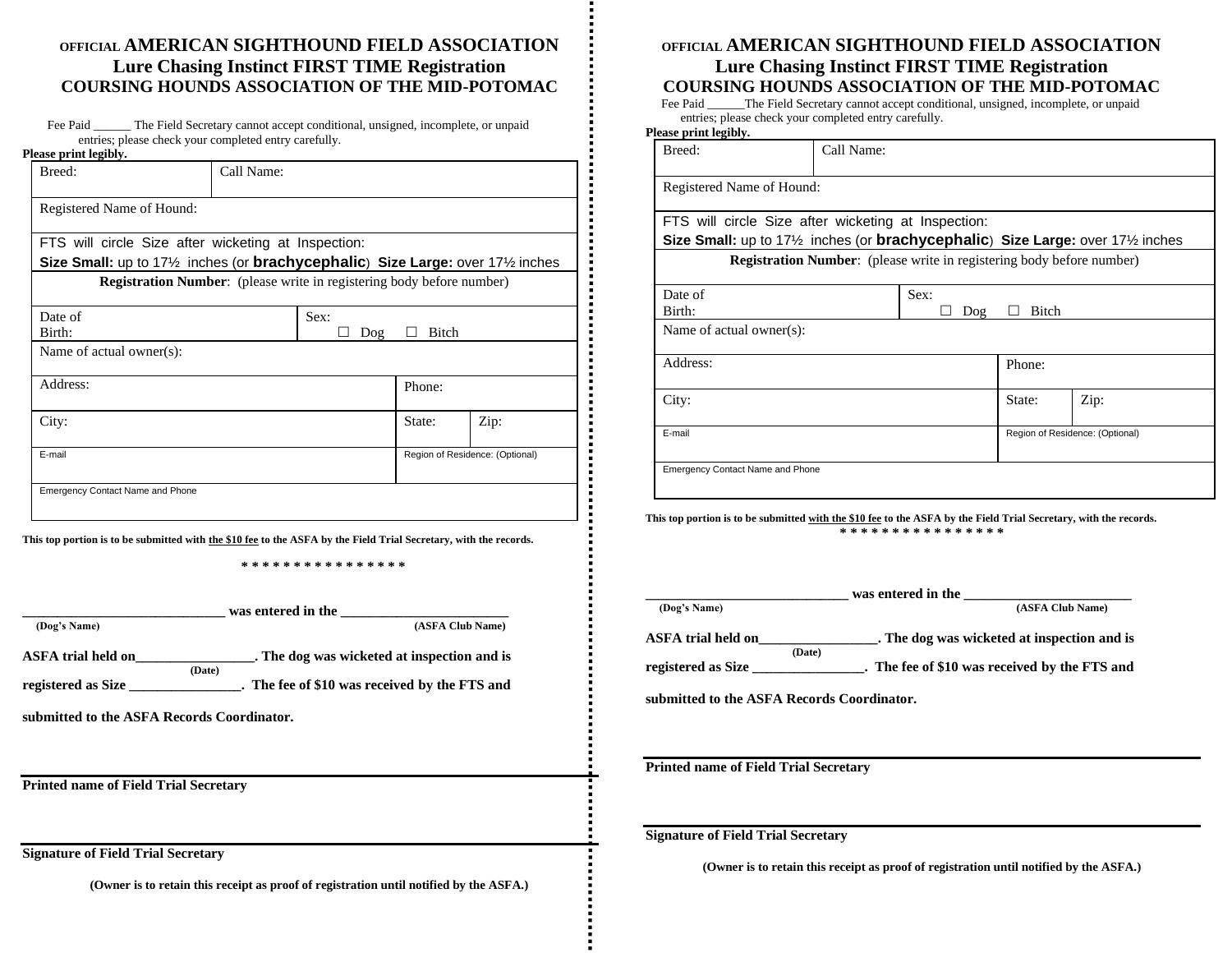OFFICIAL **AMERICAN SIGHTHOUND FIELD ASSOCIATION**
**Lure Chasing Instinct FIRST TIME Registration**
**COURSING HOUNDS ASSOCIATION OF THE MID-POTOMAC**

Fee Paid ______ The Field Secretary cannot accept conditional, unsigned, incomplete, or unpaid entries; please check your completed entry carefully.

**Please print legibly.**

| Breed: | Call Name: | | |
|---|---|---|---|
| Registered Name of Hound: | | | |
| FTS will circle Size after wicketing at Inspection: **Size Small:** up to 17½ inches (or **brachycephalic**) **Size Large:** over 17½ inches | | | |
| **Registration Number**: (please write in registering body before number) | | | |
| Date of Birth: | Sex: ☐ Dog ☐ Bitch | | |
| Name of actual owner(s): | | | |
| Address: | | Phone: | |
| City: | | State: | Zip: |
| E-mail | | Region of Residence: (Optional) | |
| Emergency Contact Name and Phone | | | |

**This top portion is to be submitted with the $10 fee to the ASFA by the Field Trial Secretary, with the records.**

**\* \* \* \* \* \* \* \* \* \* \* \* \* \* \***

**____________________________ was entered in the _______________________**
**(Dog's Name)** **(ASFA Club Name)**

**ASFA trial held on________________. The dog was wicketed at inspection and is**
**(Date)**
**registered as Size _______________. The fee of $10 was received by the FTS and submitted to the ASFA Records Coordinator.**

**Printed name of Field Trial Secretary**

**Signature of Field Trial Secretary**

**(Owner is to retain this receipt as proof of registration until notified by the ASFA.)**

---

OFFICIAL **AMERICAN SIGHTHOUND FIELD ASSOCIATION**
**Lure Chasing Instinct FIRST TIME Registration**
**COURSING HOUNDS ASSOCIATION OF THE MID-POTOMAC**

Fee Paid ______The Field Secretary cannot accept conditional, unsigned, incomplete, or unpaid entries; please check your completed entry carefully.

**Please print legibly.**

| Breed: | Call Name: | | |
|---|---|---|---|
| Registered Name of Hound: | | | |
| FTS will circle Size after wicketing at Inspection: **Size Small:** up to 17½ inches (or **brachycephalic**) **Size Large:** over 17½ inches | | | |
| **Registration Number**: (please write in registering body before number) | | | |
| Date of Birth: | Sex: ☐ Dog ☐ Bitch | | |
| Name of actual owner(s): | | | |
| Address: | | Phone: | |
| City: | | State: | Zip: |
| E-mail | | Region of Residence: (Optional) | |
| Emergency Contact Name and Phone | | | |

**This top portion is to be submitted with the $10 fee to the ASFA by the Field Trial Secretary, with the records.**

**\* \* \* \* \* \* \* \* \* \* \* \* \* \* \***

**____________________________ was entered in the _______________________**
**(Dog's Name)** **(ASFA Club Name)**

**ASFA trial held on________________. The dog was wicketed at inspection and is**
**(Date)**
**registered as Size _______________. The fee of $10 was received by the FTS and submitted to the ASFA Records Coordinator.**

**Printed name of Field Trial Secretary**

**Signature of Field Trial Secretary**

**(Owner is to retain this receipt as proof of registration until notified by the ASFA.)**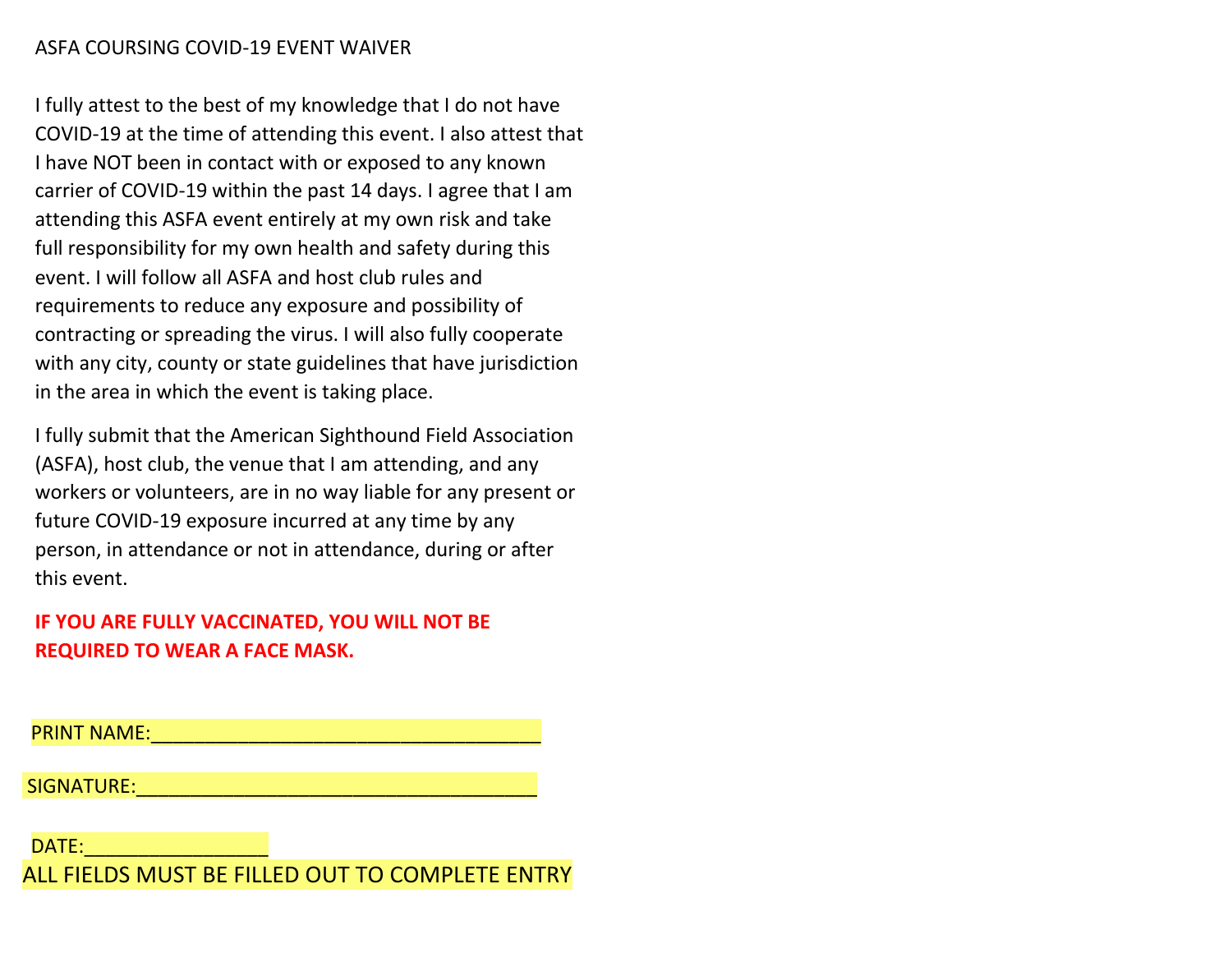# ASFA COURSING COVID-19 EVENT WAIVER

I fully attest to the best of my knowledge that I do not have COVID-19 at the time of attending this event. I also attest that I have NOT been in contact with or exposed to any known carrier of COVID-19 within the past 14 days. I agree that I am attending this ASFA event entirely at my own risk and take full responsibility for my own health and safety during this event. I will follow all ASFA and host club rules and requirements to reduce any exposure and possibility of contracting or spreading the virus. I will also fully cooperate with any city, county or state guidelines that have jurisdiction in the area in which the event is taking place.

I fully submit that the American Sighthound Field Association (ASFA), host club, the venue that I am attending, and any workers or volunteers, are in no way liable for any present or future COVID-19 exposure incurred at any time by any person, in attendance or not in attendance, during or after this event.

**IF YOU ARE FULLY VACCINATED, YOU WILL NOT BE REQUIRED TO WEAR A FACE MASK.**

PRINT NAME:___________________________________

SIGNATURE:____________________________________

DATE:________________

ALL FIELDS MUST BE FILLED OUT TO COMPLETE ENTRY